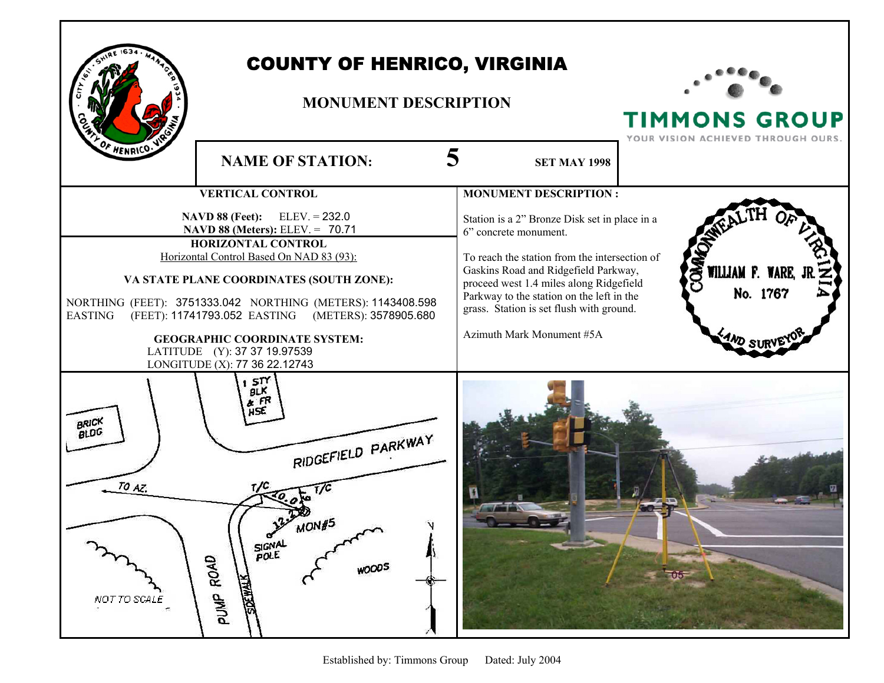# COUNTY OF HENRICO, VIRGINIA

## MONUMENT DESCRIPTION

TIMMONS GROUP
YOUR VISION ACHIEVED THROUGH OURS.

**NAME OF STATION:** 5 **SET MAY 1998**

### VERTICAL CONTROL

**NAVD 88 (Feet):** ELEV. = 232.0
**NAVD 88 (Meters):** ELEV. = 70.71

### HORIZONTAL CONTROL

Horizontal Control Based On NAD 83 (93):

**VA STATE PLANE COORDINATES (SOUTH ZONE):**

NORTHING (FEET): 3751333.042 NORTHING (METERS): 1143408.598
EASTING (FEET): 11741793.052 EASTING (METERS): 3578905.680

**GEOGRAPHIC COORDINATE SYSTEM:**
LATITUDE (Y): 37 37 19.97539
LONGITUDE (X): 77 36 22.12743

### MONUMENT DESCRIPTION :

Station is a 2" Bronze Disk set in place in a 6" concrete monument.

To reach the station from the intersection of Gaskins Road and Ridgefield Parkway, proceed west 1.4 miles along Ridgefield Parkway to the station on the left in the grass. Station is set flush with ground.

Azimuth Mark Monument #5A

COMMONWEALTH OF VIRGINIA
WILLIAM F. WARE, JR.
No. 1767
LAND SURVEYOR

1 STY BLK & FR HSE
BRICK BLDG
RIDGEFIELD PARKWAY
TO AZ.
T/C
T/C
10.0
12.2
MON#5
SIGNAL POLE
WOODS
PUMP ROAD
SIDEWALK
N
NOT TO SCALE

Established by: Timmons Group Dated: July 2004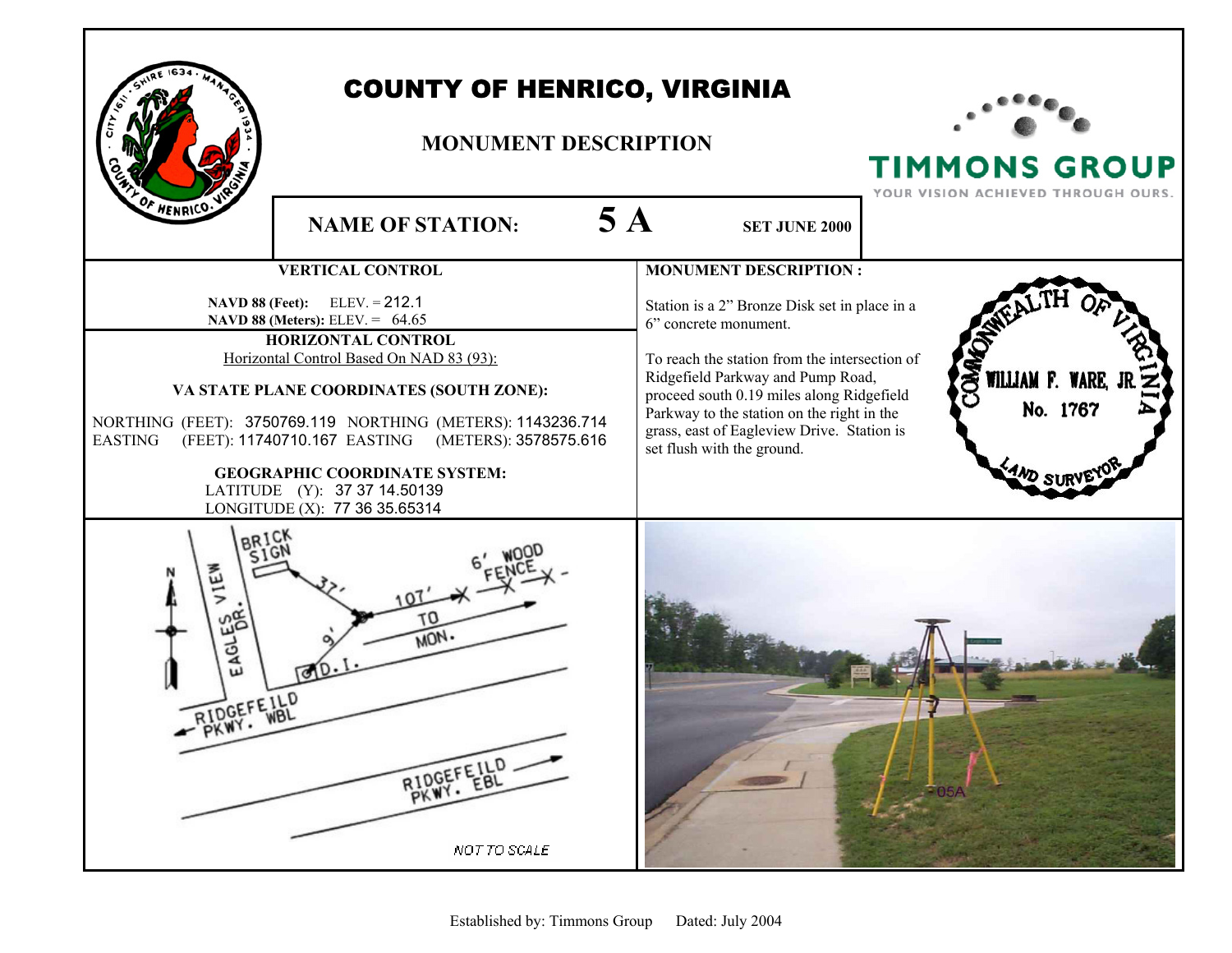# COUNTY OF HENRICO, VIRGINIA

## MONUMENT DESCRIPTION

TIMMONS GROUP
YOUR VISION ACHIEVED THROUGH OURS.

**NAME OF STATION:** **5 A** **SET JUNE 2000**

**VERTICAL CONTROL**

**NAVD 88 (Feet):** ELEV. = 212.1
**NAVD 88 (Meters):** ELEV. = 64.65

**HORIZONTAL CONTROL**

Horizontal Control Based On NAD 83 (93):

**VA STATE PLANE COORDINATES (SOUTH ZONE):**

NORTHING (FEET): 3750769.119 NORTHING (METERS): 1143236.714
EASTING (FEET): 11740710.167 EASTING (METERS): 3578575.616

**GEOGRAPHIC COORDINATE SYSTEM:**

LATITUDE (Y): 37 37 14.50139
LONGITUDE (X): 77 36 35.65314

**MONUMENT DESCRIPTION :**

Station is a 2" Bronze Disk set in place in a 6" concrete monument.

To reach the station from the intersection of Ridgefield Parkway and Pump Road, proceed south 0.19 miles along Ridgefield Parkway to the station on the right in the grass, east of Eagleview Drive. Station is set flush with the ground.

COMMONWEALTH OF VIRGINIA
WILLIAM F. WARE, JR.
No. 1767
LAND SURVEYOR

N
BRICK SIGN
37'
107' TO MON.
6' WOOD FENCE
9'
D.I.
EAGLES VIEW DR.
RIDGEFEILD PKWY. WBL
RIDGEFEILD PKWY. EBL
NOT TO SCALE

05A

Established by: Timmons Group Dated: July 2004